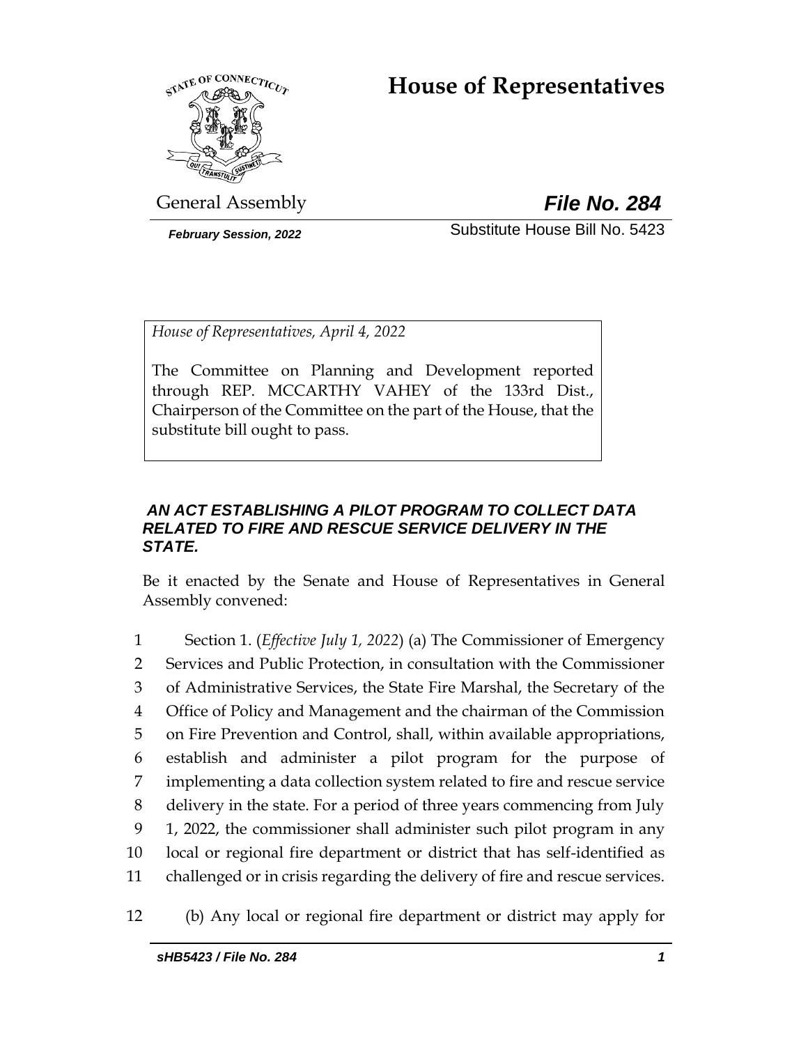# House of Representatives

General Assembly

***File No. 284***

***February Session, 2022***

Substitute House Bill No. 5423

*House of Representatives, April 4, 2022*

The Committee on Planning and Development reported through REP. MCCARTHY VAHEY of the 133rd Dist., Chairperson of the Committee on the part of the House, that the substitute bill ought to pass.

***AN ACT ESTABLISHING A PILOT PROGRAM TO COLLECT DATA RELATED TO FIRE AND RESCUE SERVICE DELIVERY IN THE STATE.***

Be it enacted by the Senate and House of Representatives in General Assembly convened:

1 Section 1. (*Effective July 1, 2022*) (a) The Commissioner of Emergency
2 Services and Public Protection, in consultation with the Commissioner
3 of Administrative Services, the State Fire Marshal, the Secretary of the
4 Office of Policy and Management and the chairman of the Commission
5 on Fire Prevention and Control, shall, within available appropriations,
6 establish and administer a pilot program for the purpose of
7 implementing a data collection system related to fire and rescue service
8 delivery in the state. For a period of three years commencing from July
9 1, 2022, the commissioner shall administer such pilot program in any
10 local or regional fire department or district that has self-identified as
11 challenged or in crisis regarding the delivery of fire and rescue services.

12 (b) Any local or regional fire department or district may apply for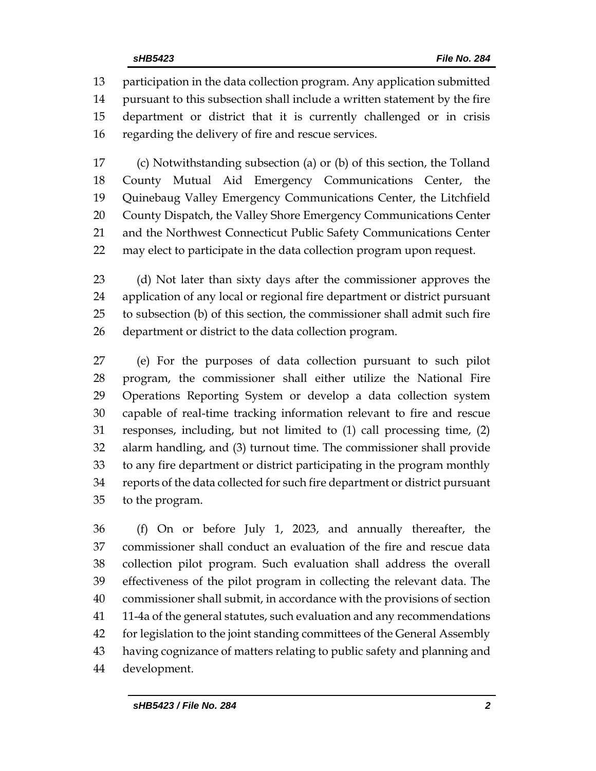participation in the data collection program. Any application submitted pursuant to this subsection shall include a written statement by the fire department or district that it is currently challenged or in crisis regarding the delivery of fire and rescue services.

(c) Notwithstanding subsection (a) or (b) of this section, the Tolland County Mutual Aid Emergency Communications Center, the Quinebaug Valley Emergency Communications Center, the Litchfield County Dispatch, the Valley Shore Emergency Communications Center and the Northwest Connecticut Public Safety Communications Center may elect to participate in the data collection program upon request.

(d) Not later than sixty days after the commissioner approves the application of any local or regional fire department or district pursuant to subsection (b) of this section, the commissioner shall admit such fire department or district to the data collection program.

(e) For the purposes of data collection pursuant to such pilot program, the commissioner shall either utilize the National Fire Operations Reporting System or develop a data collection system capable of real-time tracking information relevant to fire and rescue responses, including, but not limited to (1) call processing time, (2) alarm handling, and (3) turnout time. The commissioner shall provide to any fire department or district participating in the program monthly reports of the data collected for such fire department or district pursuant to the program.

(f) On or before July 1, 2023, and annually thereafter, the commissioner shall conduct an evaluation of the fire and rescue data collection pilot program. Such evaluation shall address the overall effectiveness of the pilot program in collecting the relevant data. The commissioner shall submit, in accordance with the provisions of section 11-4a of the general statutes, such evaluation and any recommendations for legislation to the joint standing committees of the General Assembly having cognizance of matters relating to public safety and planning and development.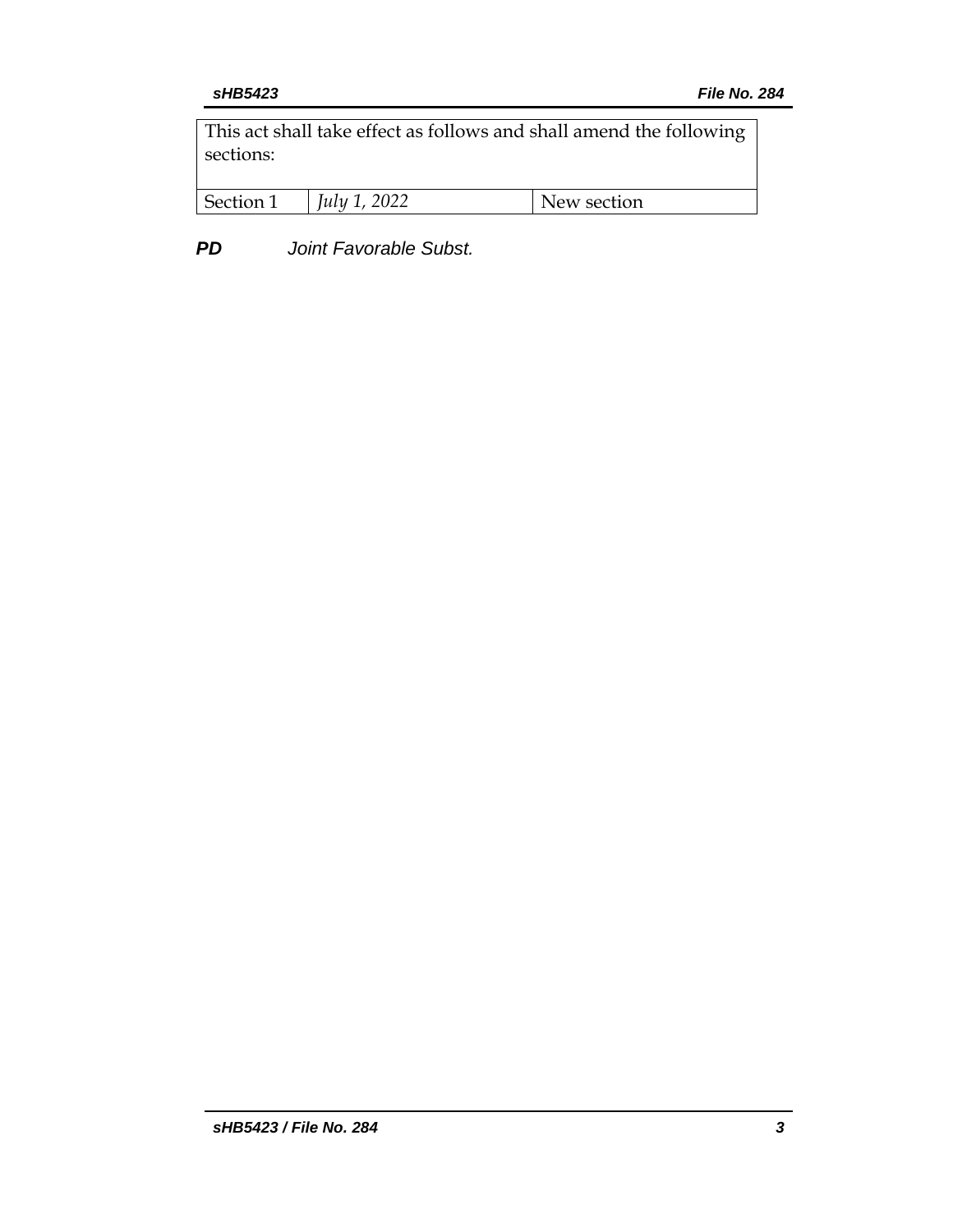| This act shall take effect as follows and shall amend the following sections: | | |
|---|---|---|
| Section 1 | *July 1, 2022* | New section |

***PD*** *Joint Favorable Subst.*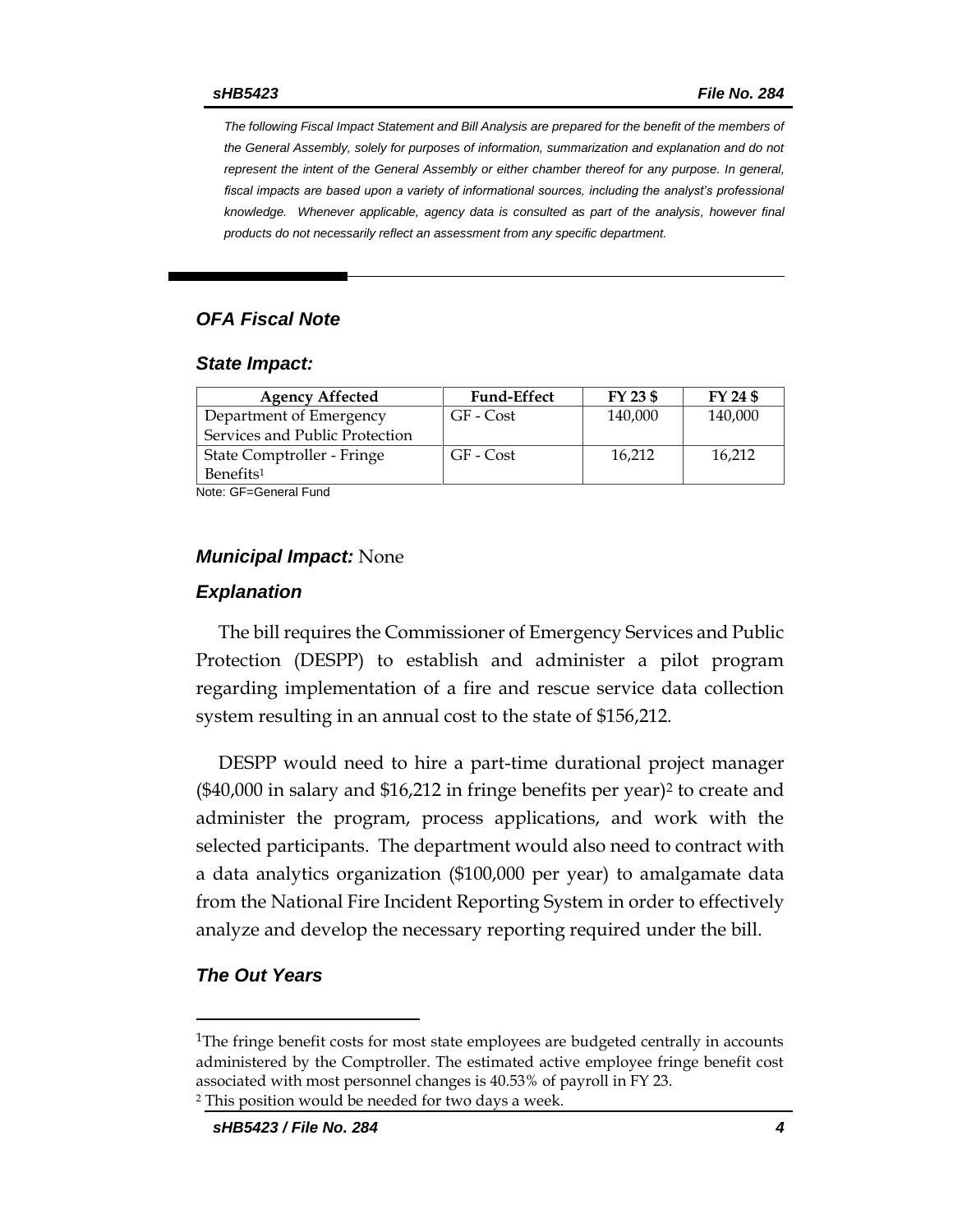*The following Fiscal Impact Statement and Bill Analysis are prepared for the benefit of the members of the General Assembly, solely for purposes of information, summarization and explanation and do not represent the intent of the General Assembly or either chamber thereof for any purpose. In general, fiscal impacts are based upon a variety of informational sources, including the analyst's professional knowledge. Whenever applicable, agency data is consulted as part of the analysis, however final products do not necessarily reflect an assessment from any specific department.*

## *OFA Fiscal Note*

### *State Impact:*

| Agency Affected | Fund-Effect | FY 23 $ | FY 24 $ |
|---|---|---|---|
| Department of Emergency Services and Public Protection | GF - Cost | 140,000 | 140,000 |
| State Comptroller - Fringe Benefits[1] | GF - Cost | 16,212 | 16,212 |

Note: GF=General Fund

### *Municipal Impact:* None

### *Explanation*

The bill requires the Commissioner of Emergency Services and Public Protection (DESPP) to establish and administer a pilot program regarding implementation of a fire and rescue service data collection system resulting in an annual cost to the state of $156,212.

DESPP would need to hire a part-time durational project manager ($40,000 in salary and $16,212 in fringe benefits per year)[2] to create and administer the program, process applications, and work with the selected participants. The department would also need to contract with a data analytics organization ($100,000 per year) to amalgamate data from the National Fire Incident Reporting System in order to effectively analyze and develop the necessary reporting required under the bill.

### *The Out Years*

[1]The fringe benefit costs for most state employees are budgeted centrally in accounts administered by the Comptroller. The estimated active employee fringe benefit cost associated with most personnel changes is 40.53% of payroll in FY 23.

[2] This position would be needed for two days a week.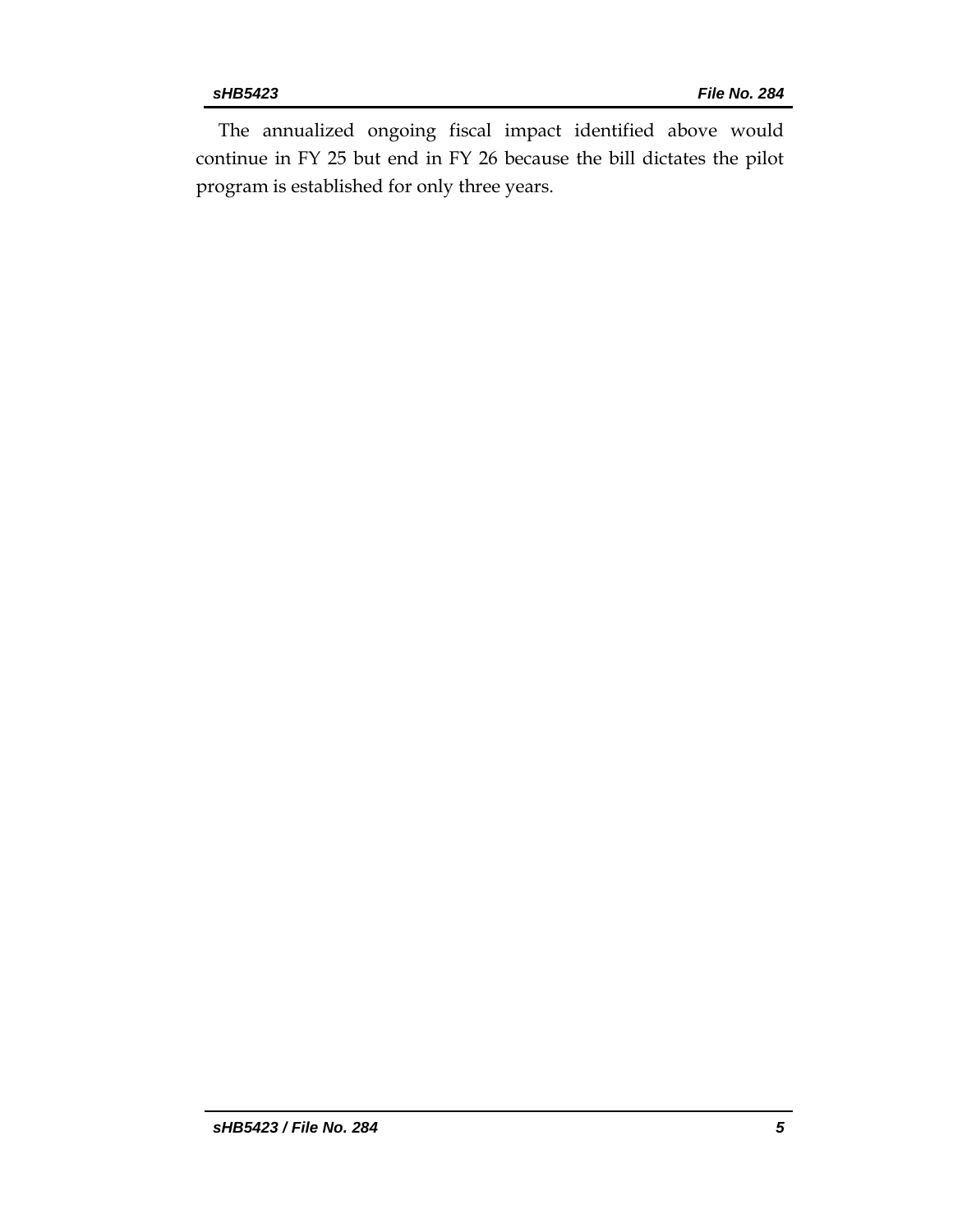The annualized ongoing fiscal impact identified above would continue in FY 25 but end in FY 26 because the bill dictates the pilot program is established for only three years.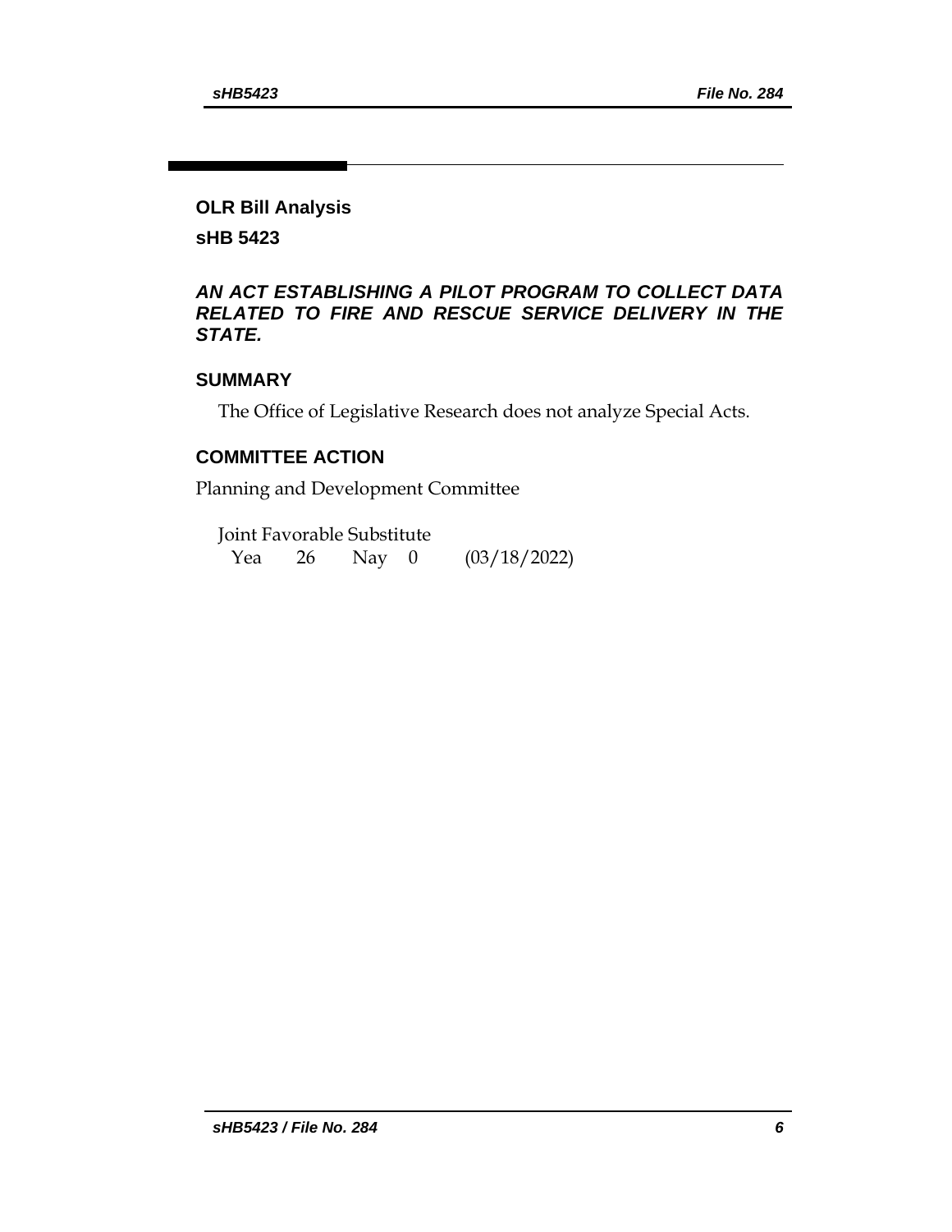## OLR Bill Analysis

**sHB 5423**

***AN ACT ESTABLISHING A PILOT PROGRAM TO COLLECT DATA RELATED TO FIRE AND RESCUE SERVICE DELIVERY IN THE STATE.***

### SUMMARY

The Office of Legislative Research does not analyze Special Acts.

### COMMITTEE ACTION

Planning and Development Committee

Joint Favorable Substitute

| | | | | |
|---|---|---|---|---|
| Yea | 26 | Nay | 0 | (03/18/2022) |